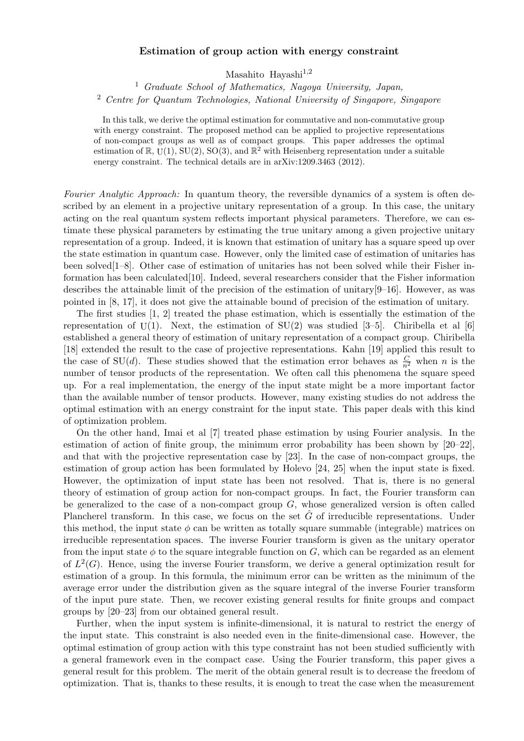# Estimation of group action with energy constraint

Masahito Hayashi[1,2]

[1] *Graduate School of Mathematics, Nagoya University, Japan,*

[2] *Centre for Quantum Technologies, National University of Singapore, Singapore*

In this talk, we derive the optimal estimation for commutative and non-commutative group with energy constraint. The proposed method can be applied to projective representations of non-compact groups as well as of compact groups. This paper addresses the optimal estimation of $\mathbb{R}$, $\mathrm{U}(1)$, $\mathrm{SU}(2)$, $\mathrm{SO}(3)$, and $\mathbb{R}^2$ with Heisenberg representation under a suitable energy constraint. The technical details are in arXiv:1209.3463 (2012).

*Fourier Analytic Approach:* In quantum theory, the reversible dynamics of a system is often described by an element in a projective unitary representation of a group. In this case, the unitary acting on the real quantum system reflects important physical parameters. Therefore, we can estimate these physical parameters by estimating the true unitary among a given projective unitary representation of a group. Indeed, it is known that estimation of unitary has a square speed up over the state estimation in quantum case. However, only the limited case of estimation of unitaries has been solved[1–8]. Other case of estimation of unitaries has not been solved while their Fisher information has been calculated[10]. Indeed, several researchers consider that the Fisher information describes the attainable limit of the precision of the estimation of unitary[9–16]. However, as was pointed in [8, 17], it does not give the attainable bound of precision of the estimation of unitary.

The first studies [1, 2] treated the phase estimation, which is essentially the estimation of the representation of $\mathrm{U}(1)$. Next, the estimation of $\mathrm{SU}(2)$ was studied [3–5]. Chiribella et al [6] established a general theory of estimation of unitary representation of a compact group. Chiribella [18] extended the result to the case of projective representations. Kahn [19] applied this result to the case of $\mathrm{SU}(d)$. These studies showed that the estimation error behaves as $\frac{C}{n^2}$ when $n$ is the number of tensor products of the representation. We often call this phenomena the square speed up. For a real implementation, the energy of the input state might be a more important factor than the available number of tensor products. However, many existing studies do not address the optimal estimation with an energy constraint for the input state. This paper deals with this kind of optimization problem.

On the other hand, Imai et al [7] treated phase estimation by using Fourier analysis. In the estimation of action of finite group, the minimum error probability has been shown by [20–22], and that with the projective representation case by [23]. In the case of non-compact groups, the estimation of group action has been formulated by Holevo [24, 25] when the input state is fixed. However, the optimization of input state has been not resolved. That is, there is no general theory of estimation of group action for non-compact groups. In fact, the Fourier transform can be generalized to the case of a non-compact group $G$, whose generalized version is often called Plancherel transform. In this case, we focus on the set $\hat{G}$ of irreducible representations. Under this method, the input state $\phi$ can be written as totally square summable (integrable) matrices on irreducible representation spaces. The inverse Fourier transform is given as the unitary operator from the input state $\phi$ to the square integrable function on $G$, which can be regarded as an element of $L^2(G)$. Hence, using the inverse Fourier transform, we derive a general optimization result for estimation of a group. In this formula, the minimum error can be written as the minimum of the average error under the distribution given as the square integral of the inverse Fourier transform of the input pure state. Then, we recover existing general results for finite groups and compact groups by [20–23] from our obtained general result.

Further, when the input system is infinite-dimensional, it is natural to restrict the energy of the input state. This constraint is also needed even in the finite-dimensional case. However, the optimal estimation of group action with this type constraint has not been studied sufficiently with a general framework even in the compact case. Using the Fourier transform, this paper gives a general result for this problem. The merit of the obtain general result is to decrease the freedom of optimization. That is, thanks to these results, it is enough to treat the case when the measurement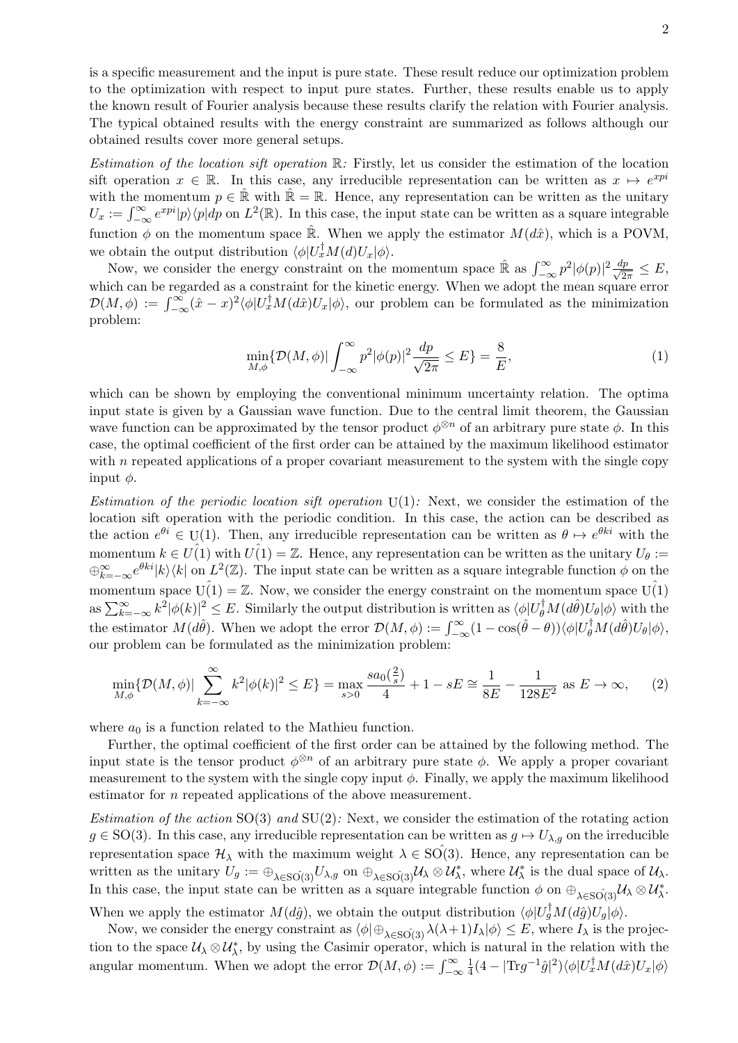is a specific measurement and the input is pure state. These result reduce our optimization problem to the optimization with respect to input pure states. Further, these results enable us to apply the known result of Fourier analysis because these results clarify the relation with Fourier analysis. The typical obtained results with the energy constraint are summarized as follows although our obtained results cover more general setups.

*Estimation of the location sift operation* $\mathbb{R}$*:* Firstly, let us consider the estimation of the location sift operation $x \in \mathbb{R}$. In this case, any irreducible representation can be written as $x \mapsto e^{xpi}$ with the momentum $p \in \hat{\mathbb{R}}$ with $\hat{\mathbb{R}} = \mathbb{R}$. Hence, any representation can be written as the unitary $U_x := \int_{-\infty}^{\infty} e^{xpi}|p\rangle\langle p|dp$ on $L^2(\mathbb{R})$. In this case, the input state can be written as a square integrable function $\phi$ on the momentum space $\hat{\mathbb{R}}$. When we apply the estimator $M(d\hat{x})$, which is a POVM, we obtain the output distribution $\langle \phi|U_x^\dagger M(d)U_x|\phi\rangle$.

Now, we consider the energy constraint on the momentum space $\hat{\mathbb{R}}$ as $\int_{-\infty}^{\infty} p^2|\phi(p)|^2\frac{dp}{\sqrt{2\pi}} \le E$, which can be regarded as a constraint for the kinetic energy. When we adopt the mean square error $\mathcal{D}(M,\phi) := \int_{-\infty}^{\infty}(\hat{x}-x)^2\langle \phi|U_x^\dagger M(d\hat{x})U_x|\phi\rangle$, our problem can be formulated as the minimization problem:

$$\min_{M,\phi}\{\mathcal{D}(M,\phi)| \int_{-\infty}^{\infty} p^2|\phi(p)|^2\frac{dp}{\sqrt{2\pi}} \le E\} = \frac{8}{E}, \tag{1}$$

which can be shown by employing the conventional minimum uncertainty relation. The optima input state is given by a Gaussian wave function. Due to the central limit theorem, the Gaussian wave function can be approximated by the tensor product $\phi^{\otimes n}$ of an arbitrary pure state $\phi$. In this case, the optimal coefficient of the first order can be attained by the maximum likelihood estimator with $n$ repeated applications of a proper covariant measurement to the system with the single copy input $\phi$.

*Estimation of the periodic location sift operation* $\mathrm{U}(1)$*:* Next, we consider the estimation of the location sift operation with the periodic condition. In this case, the action can be described as the action $e^{\theta i} \in \mathrm{U}(1)$. Then, any irreducible representation can be written as $\theta \mapsto e^{\theta k i}$ with the momentum $k \in \hat{U(1)}$ with $\hat{U(1)} = \mathbb{Z}$. Hence, any representation can be written as the unitary $U_\theta := \oplus_{k=-\infty}^{\infty} e^{\theta k i}|k\rangle\langle k|$ on $L^2(\mathbb{Z})$. The input state can be written as a square integrable function $\phi$ on the momentum space $\hat{\mathrm{U}(1)} = \mathbb{Z}$. Now, we consider the energy constraint on the momentum space $\hat{\mathrm{U}(1)}$ as $\sum_{k=-\infty}^{\infty} k^2|\phi(k)|^2 \le E$. Similarly the output distribution is written as $\langle \phi|U_\theta^\dagger M(d\hat{\theta})U_\theta|\phi\rangle$ with the the estimator $M(d\hat{\theta})$. When we adopt the error $\mathcal{D}(M,\phi) := \int_{-\infty}^{\infty}(1-\cos(\hat{\theta}-\theta))\langle \phi|U_\theta^\dagger M(d\hat{\theta})U_\theta|\phi\rangle$, our problem can be formulated as the minimization problem:

$$\min_{M,\phi}\{\mathcal{D}(M,\phi)| \sum_{k=-\infty}^{\infty} k^2|\phi(k)|^2 \le E\} = \max_{s>0}\frac{sa_0(\frac{2}{s})}{4} + 1 - sE \cong \frac{1}{8E} - \frac{1}{128E^2} \text{ as } E \to \infty, \tag{2}$$

where $a_0$ is a function related to the Mathieu function.

Further, the optimal coefficient of the first order can be attained by the following method. The input state is the tensor product $\phi^{\otimes n}$ of an arbitrary pure state $\phi$. We apply a proper covariant measurement to the system with the single copy input $\phi$. Finally, we apply the maximum likelihood estimator for $n$ repeated applications of the above measurement.

*Estimation of the action* $\mathrm{SO}(3)$ *and* $\mathrm{SU}(2)$*:* Next, we consider the estimation of the rotating action $g \in \mathrm{SO}(3)$. In this case, any irreducible representation can be written as $g \mapsto U_{\lambda,g}$ on the irreducible representation space $\mathcal{H}_\lambda$ with the maximum weight $\lambda \in \hat{\mathrm{SO}(3)}$. Hence, any representation can be written as the unitary $U_g := \oplus_{\lambda \in \hat{\mathrm{SO}(3)}} U_{\lambda,g}$ on $\oplus_{\lambda \in \hat{\mathrm{SO}(3)}} \mathcal{U}_\lambda \otimes \mathcal{U}_\lambda^*$, where $\mathcal{U}_\lambda^*$ is the dual space of $\mathcal{U}_\lambda$. In this case, the input state can be written as a square integrable function $\phi$ on $\oplus_{\lambda \in \hat{\mathrm{SO}(3)}} \mathcal{U}_\lambda \otimes \mathcal{U}_\lambda^*$. When we apply the estimator $M(d\hat{g})$, we obtain the output distribution $\langle \phi|U_g^\dagger M(d\hat{g})U_g|\phi\rangle$.

Now, we consider the energy constraint as $\langle \phi|\oplus_{\lambda \in \hat{\mathrm{SO}(3)}} \lambda(\lambda+1)I_\lambda|\phi\rangle \le E$, where $I_\lambda$ is the projection to the space $\mathcal{U}_\lambda \otimes \mathcal{U}_\lambda^*$, by using the Casimir operator, which is natural in the relation with the angular momentum. When we adopt the error $\mathcal{D}(M,\phi) := \int_{-\infty}^{\infty} \frac{1}{4}(4 - |\mathrm{Tr} g^{-1}\hat{g}|^2)\langle \phi|U_x^\dagger M(d\hat{x})U_x|\phi\rangle$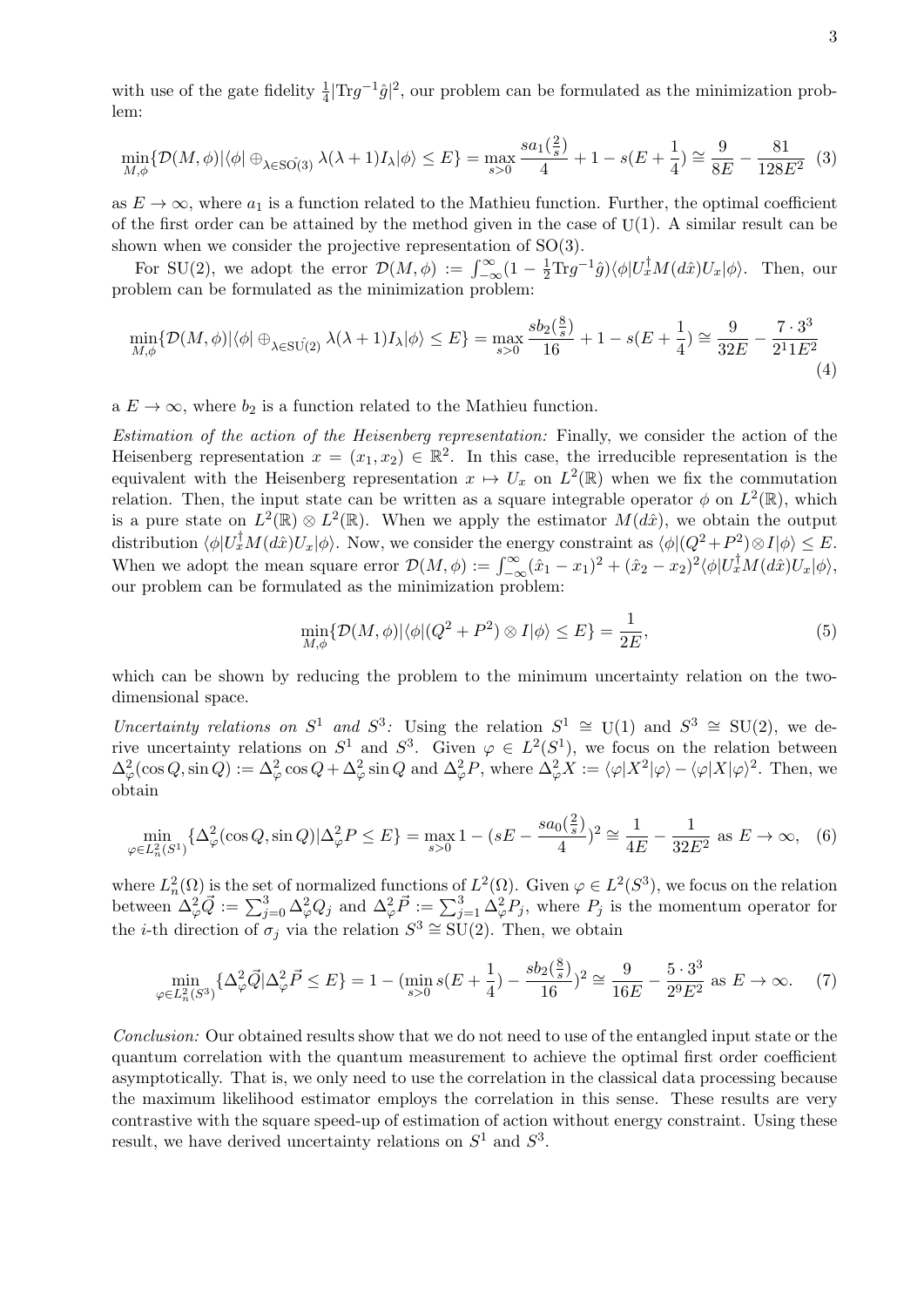with use of the gate fidelity $\frac{1}{4}|\mathrm{Tr} g^{-1}\hat{g}|^2$, our problem can be formulated as the minimization problem:

$$\min_{M,\phi}\{\mathcal{D}(M,\phi)|\langle\phi|\oplus_{\lambda\in\hat{\mathrm{SO}(3)}}\lambda(\lambda+1)I_\lambda|\phi\rangle\le E\}=\max_{s>0}\frac{sa_1(\frac{2}{s})}{4}+1-s(E+\frac{1}{4})\cong\frac{9}{8E}-\frac{81}{128E^2} \quad (3)$$

as $E\to\infty$, where $a_1$ is a function related to the Mathieu function. Further, the optimal coefficient of the first order can be attained by the method given in the case of $\mathrm{U}(1)$. A similar result can be shown when we consider the projective representation of $\mathrm{SO}(3)$.

For SU(2), we adopt the error $\mathcal{D}(M,\phi):=\int_{-\infty}^{\infty}(1-\frac{1}{2}\mathrm{Tr} g^{-1}\hat{g})\langle\phi|U_x^\dagger M(d\hat{x})U_x|\phi\rangle$. Then, our problem can be formulated as the minimization problem:

$$\min_{M,\phi}\{\mathcal{D}(M,\phi)|\langle\phi|\oplus_{\lambda\in\hat{\mathrm{SU}(2)}}\lambda(\lambda+1)I_\lambda|\phi\rangle\le E\}=\max_{s>0}\frac{sb_2(\frac{8}{s})}{16}+1-s(E+\frac{1}{4})\cong\frac{9}{32E}-\frac{7\cdot 3^3}{2^11E^2} \quad (4)$$

a $E\to\infty$, where $b_2$ is a function related to the Mathieu function.

*Estimation of the action of the Heisenberg representation:* Finally, we consider the action of the Heisenberg representation $x=(x_1,x_2)\in\mathbb{R}^2$. In this case, the irreducible representation is the equivalent with the Heisenberg representation $x\mapsto U_x$ on $L^2(\mathbb{R})$ when we fix the commutation relation. Then, the input state can be written as a square integrable operator $\phi$ on $L^2(\mathbb{R})$, which is a pure state on $L^2(\mathbb{R})\otimes L^2(\mathbb{R})$. When we apply the estimator $M(d\hat{x})$, we obtain the output distribution $\langle\phi|U_x^\dagger M(d\hat{x})U_x|\phi\rangle$. Now, we consider the energy constraint as $\langle\phi|(Q^2+P^2)\otimes I|\phi\rangle\le E$. When we adopt the mean square error $\mathcal{D}(M,\phi):=\int_{-\infty}^{\infty}(\hat{x}_1-x_1)^2+(\hat{x}_2-x_2)^2\langle\phi|U_x^\dagger M(d\hat{x})U_x|\phi\rangle$, our problem can be formulated as the minimization problem:

$$\min_{M,\phi}\{\mathcal{D}(M,\phi)|\langle\phi|(Q^2+P^2)\otimes I|\phi\rangle\le E\}=\frac{1}{2E}, \quad (5)$$

which can be shown by reducing the problem to the minimum uncertainty relation on the two-dimensional space.

*Uncertainty relations on $S^1$ and $S^3$:* Using the relation $S^1\cong\mathrm{U}(1)$ and $S^3\cong\mathrm{SU}(2)$, we derive uncertainty relations on $S^1$ and $S^3$. Given $\varphi\in L^2(S^1)$, we focus on the relation between $\Delta_\varphi^2(\cos Q,\sin Q):=\Delta_\varphi^2\cos Q+\Delta_\varphi^2\sin Q$ and $\Delta_\varphi^2 P$, where $\Delta_\varphi^2 X:=\langle\varphi|X^2|\varphi\rangle-\langle\varphi|X|\varphi\rangle^2$. Then, we obtain

$$\min_{\varphi\in L_n^2(S^1)}\{\Delta_\varphi^2(\cos Q,\sin Q)|\Delta_\varphi^2 P\le E\}=\max_{s>0}1-(sE-\frac{sa_0(\frac{2}{s})}{4})^2\cong\frac{1}{4E}-\frac{1}{32E^2}\text{ as }E\to\infty, \quad (6)$$

where $L_n^2(\Omega)$ is the set of normalized functions of $L^2(\Omega)$. Given $\varphi\in L^2(S^3)$, we focus on the relation between $\Delta_\varphi^2\vec{Q}:=\sum_{j=0}^3\Delta_\varphi^2 Q_j$ and $\Delta_\varphi^2\vec{P}:=\sum_{j=1}^3\Delta_\varphi^2 P_j$, where $P_j$ is the momentum operator for the $i$-th direction of $\sigma_j$ via the relation $S^3\cong\mathrm{SU}(2)$. Then, we obtain

$$\min_{\varphi\in L_n^2(S^3)}\{\Delta_\varphi^2\vec{Q}|\Delta_\varphi^2\vec{P}\le E\}=1-(\min_{s>0}s(E+\frac{1}{4})-\frac{sb_2(\frac{8}{s})}{16})^2\cong\frac{9}{16E}-\frac{5\cdot 3^3}{2^9E^2}\text{ as }E\to\infty. \quad (7)$$

*Conclusion:* Our obtained results show that we do not need to use of the entangled input state or the quantum correlation with the quantum measurement to achieve the optimal first order coefficient asymptotically. That is, we only need to use the correlation in the classical data processing because the maximum likelihood estimator employs the correlation in this sense. These results are very contrastive with the square speed-up of estimation of action without energy constraint. Using these result, we have derived uncertainty relations on $S^1$ and $S^3$.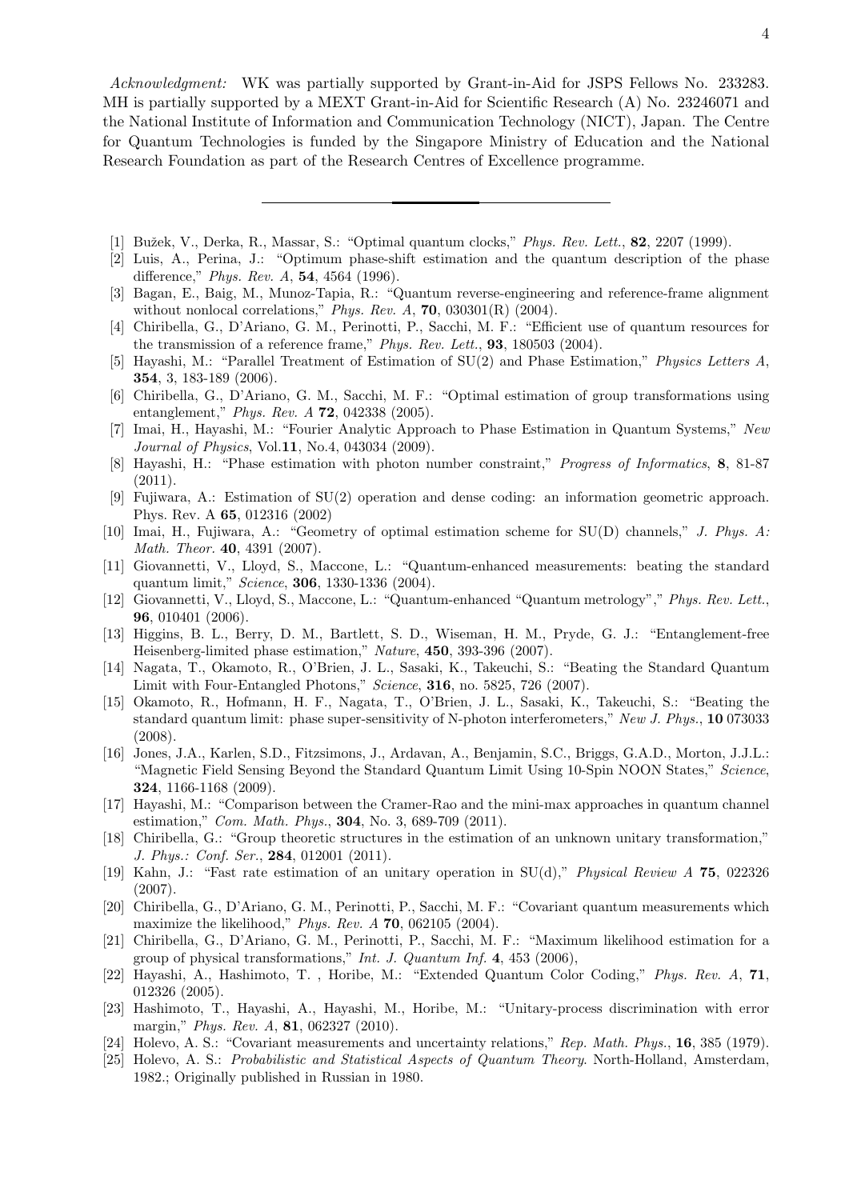*Acknowledgment:* WK was partially supported by Grant-in-Aid for JSPS Fellows No. 233283. MH is partially supported by a MEXT Grant-in-Aid for Scientific Research (A) No. 23246071 and the National Institute of Information and Communication Technology (NICT), Japan. The Centre for Quantum Technologies is funded by the Singapore Ministry of Education and the National Research Foundation as part of the Research Centres of Excellence programme.

---

[1] Bužek, V., Derka, R., Massar, S.: "Optimal quantum clocks," *Phys. Rev. Lett.*, **82**, 2207 (1999).

[2] Luis, A., Perina, J.: "Optimum phase-shift estimation and the quantum description of the phase difference," *Phys. Rev. A*, **54**, 4564 (1996).

[3] Bagan, E., Baig, M., Munoz-Tapia, R.: "Quantum reverse-engineering and reference-frame alignment without nonlocal correlations," *Phys. Rev. A*, **70**, 030301(R) (2004).

[4] Chiribella, G., D'Ariano, G. M., Perinotti, P., Sacchi, M. F.: "Efficient use of quantum resources for the transmission of a reference frame," *Phys. Rev. Lett.*, **93**, 180503 (2004).

[5] Hayashi, M.: "Parallel Treatment of Estimation of SU(2) and Phase Estimation," *Physics Letters A*, **354**, 3, 183-189 (2006).

[6] Chiribella, G., D'Ariano, G. M., Sacchi, M. F.: "Optimal estimation of group transformations using entanglement," *Phys. Rev. A* **72**, 042338 (2005).

[7] Imai, H., Hayashi, M.: "Fourier Analytic Approach to Phase Estimation in Quantum Systems," *New Journal of Physics*, Vol.**11**, No.4, 043034 (2009).

[8] Hayashi, H.: "Phase estimation with photon number constraint," *Progress of Informatics*, **8**, 81-87 (2011).

[9] Fujiwara, A.: Estimation of SU(2) operation and dense coding: an information geometric approach. Phys. Rev. A **65**, 012316 (2002)

[10] Imai, H., Fujiwara, A.: "Geometry of optimal estimation scheme for SU(D) channels," *J. Phys. A: Math. Theor.* **40**, 4391 (2007).

[11] Giovannetti, V., Lloyd, S., Maccone, L.: "Quantum-enhanced measurements: beating the standard quantum limit," *Science*, **306**, 1330-1336 (2004).

[12] Giovannetti, V., Lloyd, S., Maccone, L.: "Quantum-enhanced "Quantum metrology"," *Phys. Rev. Lett.*, **96**, 010401 (2006).

[13] Higgins, B. L., Berry, D. M., Bartlett, S. D., Wiseman, H. M., Pryde, G. J.: "Entanglement-free Heisenberg-limited phase estimation," *Nature*, **450**, 393-396 (2007).

[14] Nagata, T., Okamoto, R., O'Brien, J. L., Sasaki, K., Takeuchi, S.: "Beating the Standard Quantum Limit with Four-Entangled Photons," *Science*, **316**, no. 5825, 726 (2007).

[15] Okamoto, R., Hofmann, H. F., Nagata, T., O'Brien, J. L., Sasaki, K., Takeuchi, S.: "Beating the standard quantum limit: phase super-sensitivity of N-photon interferometers," *New J. Phys.*, **10** 073033 (2008).

[16] Jones, J.A., Karlen, S.D., Fitzsimons, J., Ardavan, A., Benjamin, S.C., Briggs, G.A.D., Morton, J.J.L.: "Magnetic Field Sensing Beyond the Standard Quantum Limit Using 10-Spin NOON States," *Science*, **324**, 1166-1168 (2009).

[17] Hayashi, M.: "Comparison between the Cramer-Rao and the mini-max approaches in quantum channel estimation," *Com. Math. Phys.*, **304**, No. 3, 689-709 (2011).

[18] Chiribella, G.: "Group theoretic structures in the estimation of an unknown unitary transformation," *J. Phys.: Conf. Ser.*, **284**, 012001 (2011).

[19] Kahn, J.: "Fast rate estimation of an unitary operation in SU(d)," *Physical Review A* **75**, 022326 (2007).

[20] Chiribella, G., D'Ariano, G. M., Perinotti, P., Sacchi, M. F.: "Covariant quantum measurements which maximize the likelihood," *Phys. Rev. A* **70**, 062105 (2004).

[21] Chiribella, G., D'Ariano, G. M., Perinotti, P., Sacchi, M. F.: "Maximum likelihood estimation for a group of physical transformations," *Int. J. Quantum Inf.* **4**, 453 (2006),

[22] Hayashi, A., Hashimoto, T. , Horibe, M.: "Extended Quantum Color Coding," *Phys. Rev. A*, **71**, 012326 (2005).

[23] Hashimoto, T., Hayashi, A., Hayashi, M., Horibe, M.: "Unitary-process discrimination with error margin," *Phys. Rev. A*, **81**, 062327 (2010).

[24] Holevo, A. S.: "Covariant measurements and uncertainty relations," *Rep. Math. Phys.*, **16**, 385 (1979).

[25] Holevo, A. S.: *Probabilistic and Statistical Aspects of Quantum Theory*. North-Holland, Amsterdam, 1982.; Originally published in Russian in 1980.